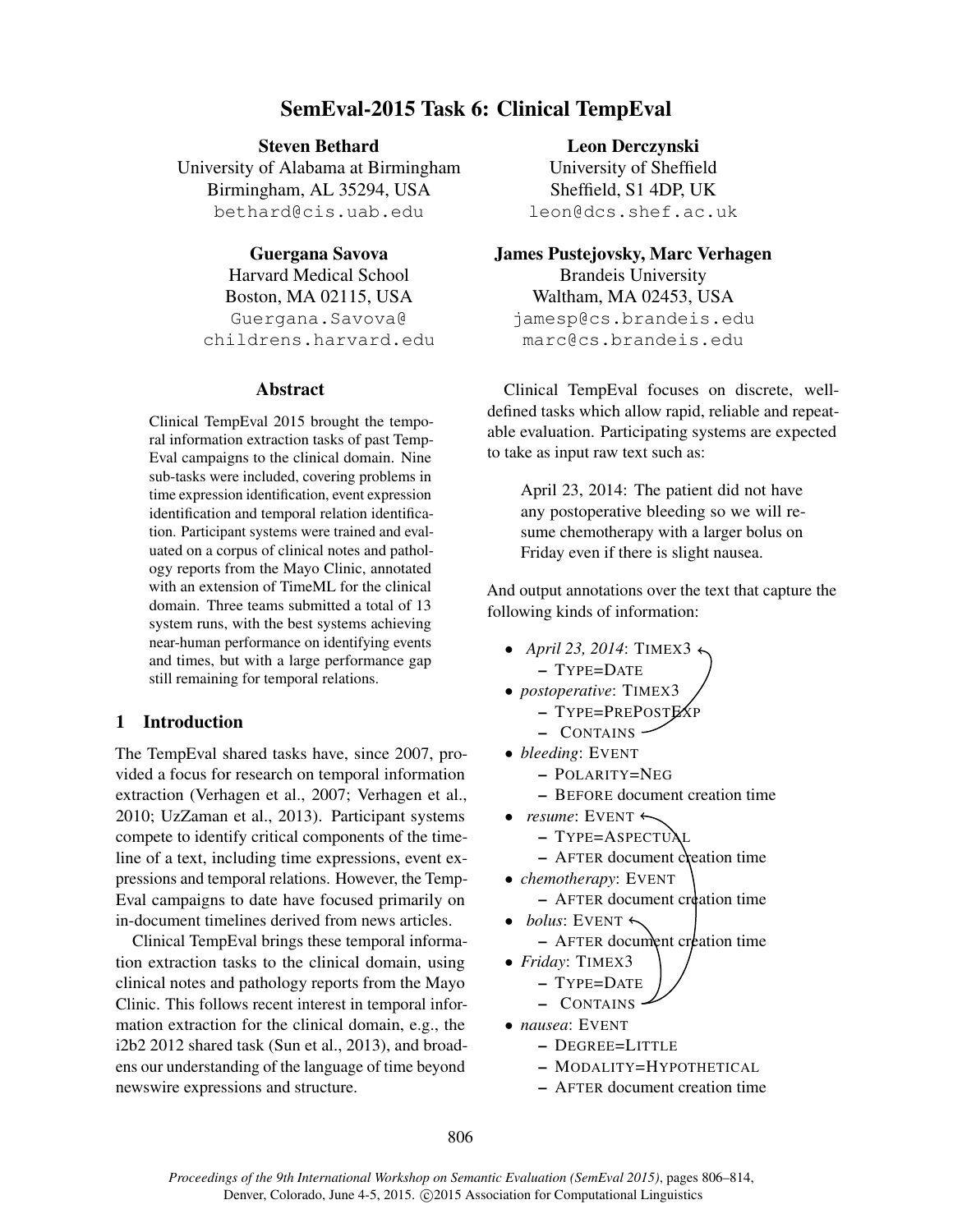# SemEval-2015 Task 6: Clinical TempEval

**Steven Bethard**
University of Alabama at Birmingham
Birmingham, AL 35294, USA
bethard@cis.uab.edu

**Leon Derczynski**
University of Sheffield
Sheffield, S1 4DP, UK
leon@dcs.shef.ac.uk

**Guergana Savova**
Harvard Medical School
Boston, MA 02115, USA
Guergana.Savova@childrens.harvard.edu

**James Pustejovsky, Marc Verhagen**
Brandeis University
Waltham, MA 02453, USA
jamesp@cs.brandeis.edu
marc@cs.brandeis.edu

## Abstract

Clinical TempEval 2015 brought the temporal information extraction tasks of past TempEval campaigns to the clinical domain. Nine sub-tasks were included, covering problems in time expression identification, event expression identification and temporal relation identification. Participant systems were trained and evaluated on a corpus of clinical notes and pathology reports from the Mayo Clinic, annotated with an extension of TimeML for the clinical domain. Three teams submitted a total of 13 system runs, with the best systems achieving near-human performance on identifying events and times, but with a large performance gap still remaining for temporal relations.

## 1 Introduction

The TempEval shared tasks have, since 2007, provided a focus for research on temporal information extraction (Verhagen et al., 2007; Verhagen et al., 2010; UzZaman et al., 2013). Participant systems compete to identify critical components of the timeline of a text, including time expressions, event expressions and temporal relations. However, the TempEval campaigns to date have focused primarily on in-document timelines derived from news articles.

Clinical TempEval brings these temporal information extraction tasks to the clinical domain, using clinical notes and pathology reports from the Mayo Clinic. This follows recent interest in temporal information extraction for the clinical domain, e.g., the i2b2 2012 shared task (Sun et al., 2013), and broadens our understanding of the language of time beyond newswire expressions and structure.

Clinical TempEval focuses on discrete, well-defined tasks which allow rapid, reliable and repeatable evaluation. Participating systems are expected to take as input raw text such as:

> April 23, 2014: The patient did not have any postoperative bleeding so we will resume chemotherapy with a larger bolus on Friday even if there is slight nausea.

And output annotations over the text that capture the following kinds of information:

- *April 23, 2014*: TIMEX3
  - TYPE=DATE
- *postoperative*: TIMEX3
  - TYPE=PREPOSTEXP
  - CONTAINS
- *bleeding*: EVENT
  - POLARITY=NEG
  - BEFORE document creation time
- *resume*: EVENT
  - TYPE=ASPECTUAL
  - AFTER document creation time
- *chemotherapy*: EVENT
  - AFTER document creation time
- *bolus*: EVENT
  - AFTER document creation time
- *Friday*: TIMEX3
  - TYPE=DATE
  - CONTAINS
- *nausea*: EVENT
  - DEGREE=LITTLE
  - MODALITY=HYPOTHETICAL
  - AFTER document creation time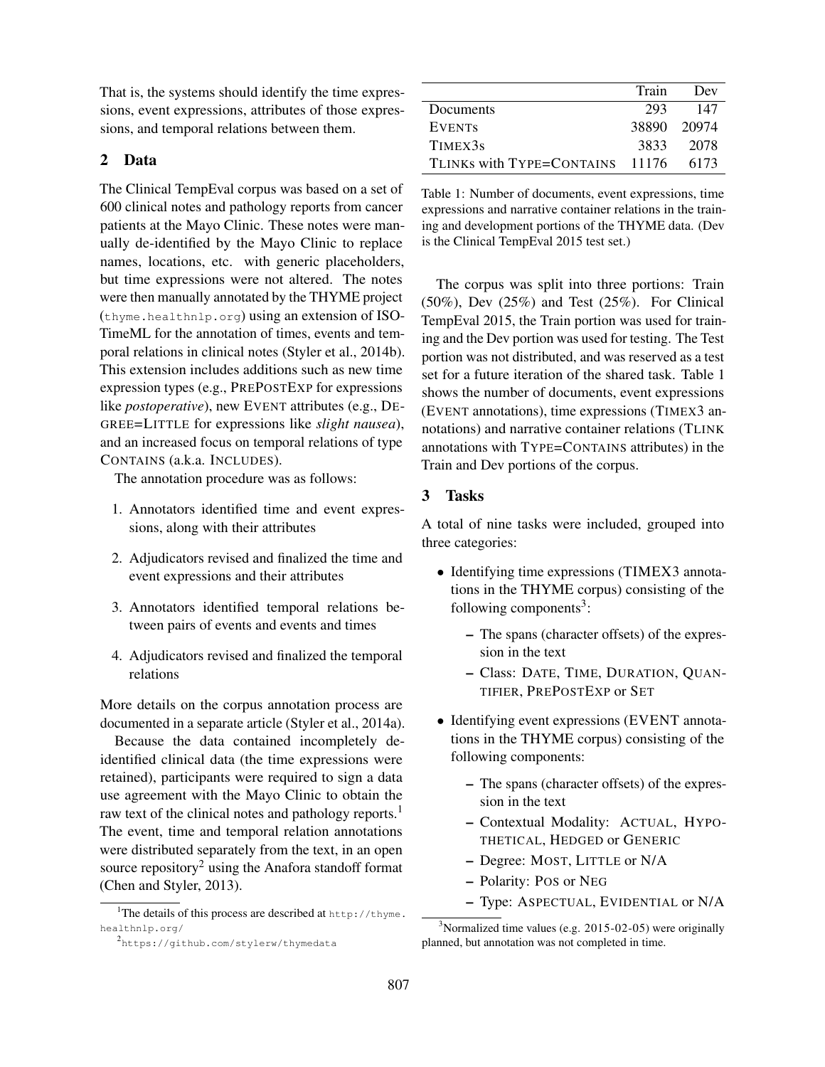That is, the systems should identify the time expressions, event expressions, attributes of those expressions, and temporal relations between them.

## 2 Data

The Clinical TempEval corpus was based on a set of 600 clinical notes and pathology reports from cancer patients at the Mayo Clinic. These notes were manually de-identified by the Mayo Clinic to replace names, locations, etc. with generic placeholders, but time expressions were not altered. The notes were then manually annotated by the THYME project (thyme.healthnlp.org) using an extension of ISO-TimeML for the annotation of times, events and temporal relations in clinical notes (Styler et al., 2014b). This extension includes additions such as new time expression types (e.g., PREPOSTEXP for expressions like *postoperative*), new EVENT attributes (e.g., DEGREE=LITTLE for expressions like *slight nausea*), and an increased focus on temporal relations of type CONTAINS (a.k.a. INCLUDES).

The annotation procedure was as follows:

1. Annotators identified time and event expressions, along with their attributes
2. Adjudicators revised and finalized the time and event expressions and their attributes
3. Annotators identified temporal relations between pairs of events and events and times
4. Adjudicators revised and finalized the temporal relations

More details on the corpus annotation process are documented in a separate article (Styler et al., 2014a).

Because the data contained incompletely de-identified clinical data (the time expressions were retained), participants were required to sign a data use agreement with the Mayo Clinic to obtain the raw text of the clinical notes and pathology reports.[1] The event, time and temporal relation annotations were distributed separately from the text, in an open source repository[2] using the Anafora standoff format (Chen and Styler, 2013).

| | Train | Dev |
|---|---|---|
| Documents | 293 | 147 |
| EVENTS | 38890 | 20974 |
| TIMEX3S | 3833 | 2078 |
| TLINKS with TYPE=CONTAINS | 11176 | 6173 |

Table 1: Number of documents, event expressions, time expressions and narrative container relations in the training and development portions of the THYME data. (Dev is the Clinical TempEval 2015 test set.)

The corpus was split into three portions: Train (50%), Dev (25%) and Test (25%). For Clinical TempEval 2015, the Train portion was used for training and the Dev portion was used for testing. The Test portion was not distributed, and was reserved as a test set for a future iteration of the shared task. Table 1 shows the number of documents, event expressions (EVENT annotations), time expressions (TIMEX3 annotations) and narrative container relations (TLINK annotations with TYPE=CONTAINS attributes) in the Train and Dev portions of the corpus.

## 3 Tasks

A total of nine tasks were included, grouped into three categories:

- Identifying time expressions (TIMEX3 annotations in the THYME corpus) consisting of the following components[3]:
  - The spans (character offsets) of the expression in the text
  - Class: DATE, TIME, DURATION, QUANTIFIER, PREPOSTEXP or SET
- Identifying event expressions (EVENT annotations in the THYME corpus) consisting of the following components:
  - The spans (character offsets) of the expression in the text
  - Contextual Modality: ACTUAL, HYPOTHETICAL, HEDGED or GENERIC
  - Degree: MOST, LITTLE or N/A
  - Polarity: POS or NEG
  - Type: ASPECTUAL, EVIDENTIAL or N/A

[1] The details of this process are described at http://thyme.healthnlp.org/

[2] https://github.com/stylerw/thymedata

[3] Normalized time values (e.g. 2015-02-05) were originally planned, but annotation was not completed in time.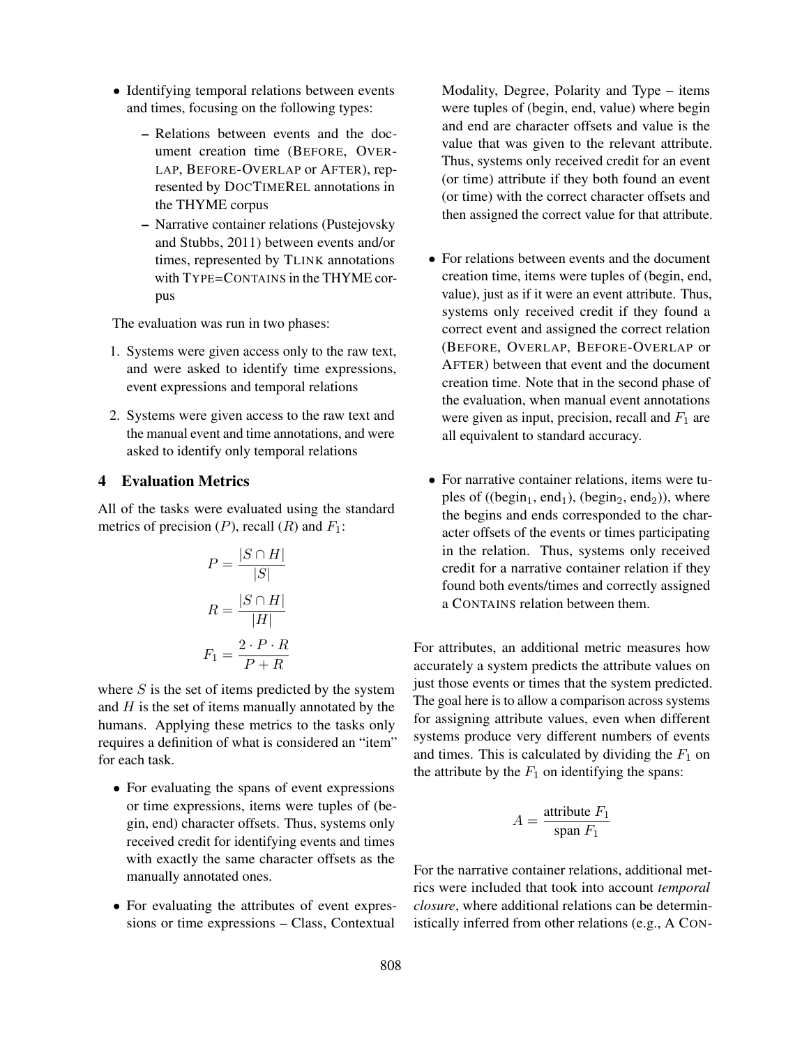- Identifying temporal relations between events and times, focusing on the following types:
  - Relations between events and the document creation time (BEFORE, OVERLAP, BEFORE-OVERLAP or AFTER), represented by DOCTIMEREL annotations in the THYME corpus
  - Narrative container relations (Pustejovsky and Stubbs, 2011) between events and/or times, represented by TLINK annotations with TYPE=CONTAINS in the THYME corpus

The evaluation was run in two phases:

1. Systems were given access only to the raw text, and were asked to identify time expressions, event expressions and temporal relations
2. Systems were given access to the raw text and the manual event and time annotations, and were asked to identify only temporal relations

## 4 Evaluation Metrics

All of the tasks were evaluated using the standard metrics of precision ($P$), recall ($R$) and $F_1$:

$$P = \frac{|S \cap H|}{|S|}$$

$$R = \frac{|S \cap H|}{|H|}$$

$$F_1 = \frac{2 \cdot P \cdot R}{P + R}$$

where $S$ is the set of items predicted by the system and $H$ is the set of items manually annotated by the humans. Applying these metrics to the tasks only requires a definition of what is considered an "item" for each task.

- For evaluating the spans of event expressions or time expressions, items were tuples of (begin, end) character offsets. Thus, systems only received credit for identifying events and times with exactly the same character offsets as the manually annotated ones.
- For evaluating the attributes of event expressions or time expressions – Class, Contextual Modality, Degree, Polarity and Type – items were tuples of (begin, end, value) where begin and end are character offsets and value is the value that was given to the relevant attribute. Thus, systems only received credit for an event (or time) attribute if they both found an event (or time) with the correct character offsets and then assigned the correct value for that attribute.
- For relations between events and the document creation time, items were tuples of (begin, end, value), just as if it were an event attribute. Thus, systems only received credit if they found a correct event and assigned the correct relation (BEFORE, OVERLAP, BEFORE-OVERLAP or AFTER) between that event and the document creation time. Note that in the second phase of the evaluation, when manual event annotations were given as input, precision, recall and $F_1$ are all equivalent to standard accuracy.
- For narrative container relations, items were tuples of ((begin$_1$, end$_1$), (begin$_2$, end$_2$)), where the begins and ends corresponded to the character offsets of the events or times participating in the relation. Thus, systems only received credit for a narrative container relation if they found both events/times and correctly assigned a CONTAINS relation between them.

For attributes, an additional metric measures how accurately a system predicts the attribute values on just those events or times that the system predicted. The goal here is to allow a comparison across systems for assigning attribute values, even when different systems produce very different numbers of events and times. This is calculated by dividing the $F_1$ on the attribute by the $F_1$ on identifying the spans:

$$A = \frac{\text{attribute } F_1}{\text{span } F_1}$$

For the narrative container relations, additional metrics were included that took into account *temporal closure*, where additional relations can be deterministically inferred from other relations (e.g., A CON-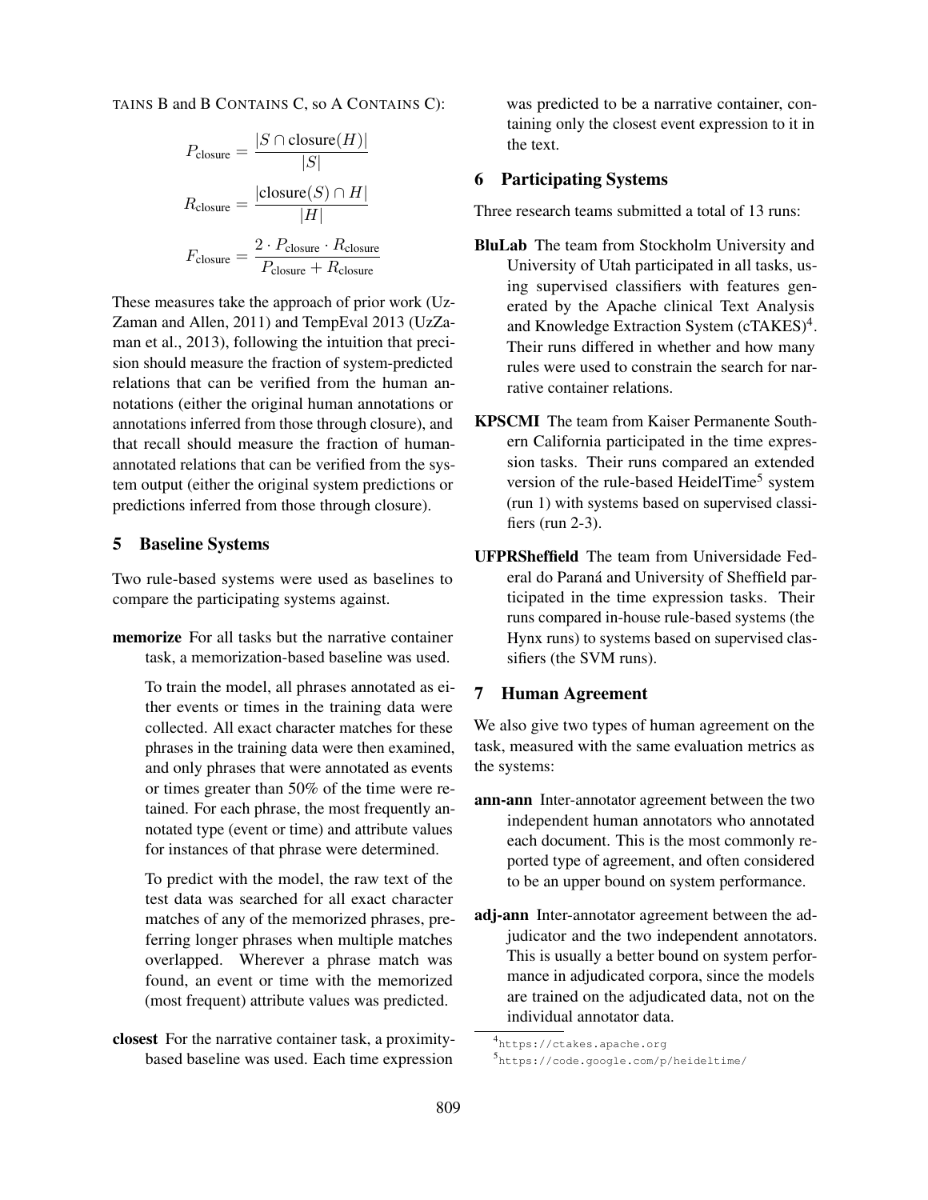TAINS B and B CONTAINS C, so A CONTAINS C):

$$P_{\text{closure}} = \frac{|S \cap \text{closure}(H)|}{|S|}$$

$$R_{\text{closure}} = \frac{|\text{closure}(S) \cap H|}{|H|}$$

$$F_{\text{closure}} = \frac{2 \cdot P_{\text{closure}} \cdot R_{\text{closure}}}{P_{\text{closure}} + R_{\text{closure}}}$$

These measures take the approach of prior work (UzZaman and Allen, 2011) and TempEval 2013 (UzZaman et al., 2013), following the intuition that precision should measure the fraction of system-predicted relations that can be verified from the human annotations (either the original human annotations or annotations inferred from those through closure), and that recall should measure the fraction of human-annotated relations that can be verified from the system output (either the original system predictions or predictions inferred from those through closure).

## 5 Baseline Systems

Two rule-based systems were used as baselines to compare the participating systems against.

**memorize** For all tasks but the narrative container task, a memorization-based baseline was used.

To train the model, all phrases annotated as either events or times in the training data were collected. All exact character matches for these phrases in the training data were then examined, and only phrases that were annotated as events or times greater than 50% of the time were retained. For each phrase, the most frequently annotated type (event or time) and attribute values for instances of that phrase were determined.

To predict with the model, the raw text of the test data was searched for all exact character matches of any of the memorized phrases, preferring longer phrases when multiple matches overlapped. Wherever a phrase match was found, an event or time with the memorized (most frequent) attribute values was predicted.

**closest** For the narrative container task, a proximity-based baseline was used. Each time expression was predicted to be a narrative container, containing only the closest event expression to it in the text.

## 6 Participating Systems

Three research teams submitted a total of 13 runs:

**BluLab** The team from Stockholm University and University of Utah participated in all tasks, using supervised classifiers with features generated by the Apache clinical Text Analysis and Knowledge Extraction System (cTAKES)[4]. Their runs differed in whether and how many rules were used to constrain the search for narrative container relations.

**KPSCMI** The team from Kaiser Permanente Southern California participated in the time expression tasks. Their runs compared an extended version of the rule-based HeidelTime[5] system (run 1) with systems based on supervised classifiers (run 2-3).

**UFPRSheffield** The team from Universidade Federal do Paraná and University of Sheffield participated in the time expression tasks. Their runs compared in-house rule-based systems (the Hynx runs) to systems based on supervised classifiers (the SVM runs).

## 7 Human Agreement

We also give two types of human agreement on the task, measured with the same evaluation metrics as the systems:

**ann-ann** Inter-annotator agreement between the two independent human annotators who annotated each document. This is the most commonly reported type of agreement, and often considered to be an upper bound on system performance.

**adj-ann** Inter-annotator agreement between the adjudicator and the two independent annotators. This is usually a better bound on system performance in adjudicated corpora, since the models are trained on the adjudicated data, not on the individual annotator data.

[4] https://ctakes.apache.org

[5] https://code.google.com/p/heideltime/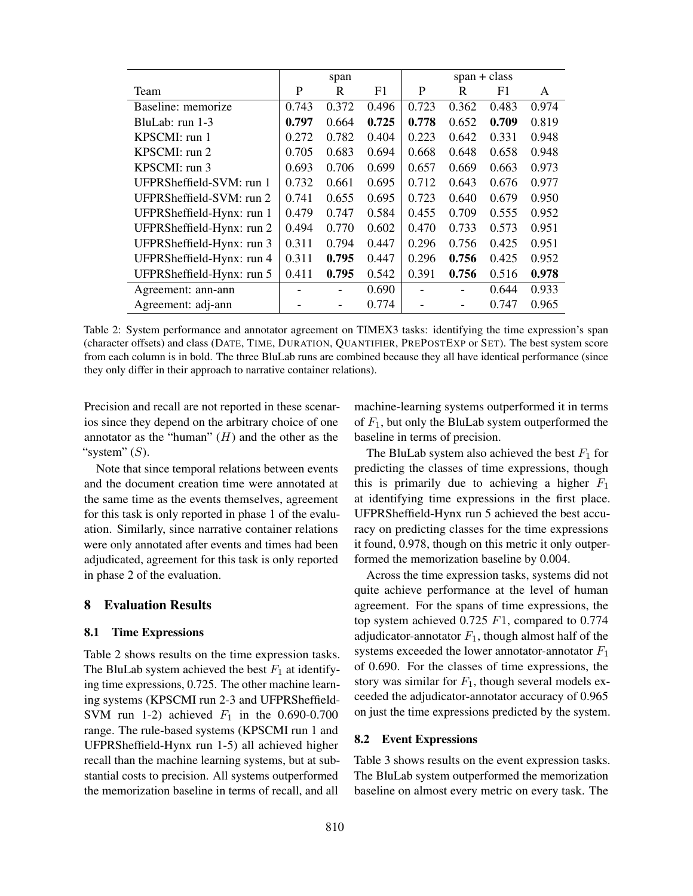| Team | span | | | span + class | | | |
|---|---|---|---|---|---|---|---|
| | P | R | F1 | P | R | F1 | A |
| Baseline: memorize | 0.743 | 0.372 | 0.496 | 0.723 | 0.362 | 0.483 | 0.974 |
| BluLab: run 1-3 | **0.797** | 0.664 | **0.725** | **0.778** | 0.652 | **0.709** | 0.819 |
| KPSCMI: run 1 | 0.272 | 0.782 | 0.404 | 0.223 | 0.642 | 0.331 | 0.948 |
| KPSCMI: run 2 | 0.705 | 0.683 | 0.694 | 0.668 | 0.648 | 0.658 | 0.948 |
| KPSCMI: run 3 | 0.693 | 0.706 | 0.699 | 0.657 | 0.669 | 0.663 | 0.973 |
| UFPRSheffield-SVM: run 1 | 0.732 | 0.661 | 0.695 | 0.712 | 0.643 | 0.676 | 0.977 |
| UFPRSheffield-SVM: run 2 | 0.741 | 0.655 | 0.695 | 0.723 | 0.640 | 0.679 | 0.950 |
| UFPRSheffield-Hynx: run 1 | 0.479 | 0.747 | 0.584 | 0.455 | 0.709 | 0.555 | 0.952 |
| UFPRSheffield-Hynx: run 2 | 0.494 | 0.770 | 0.602 | 0.470 | 0.733 | 0.573 | 0.951 |
| UFPRSheffield-Hynx: run 3 | 0.311 | 0.794 | 0.447 | 0.296 | 0.756 | 0.425 | 0.951 |
| UFPRSheffield-Hynx: run 4 | 0.311 | **0.795** | 0.447 | 0.296 | **0.756** | 0.425 | 0.952 |
| UFPRSheffield-Hynx: run 5 | 0.411 | **0.795** | 0.542 | 0.391 | **0.756** | 0.516 | **0.978** |
| Agreement: ann-ann | - | - | 0.690 | - | - | 0.644 | 0.933 |
| Agreement: adj-ann | - | - | 0.774 | - | - | 0.747 | 0.965 |

Table 2: System performance and annotator agreement on TIMEX3 tasks: identifying the time expression's span (character offsets) and class (DATE, TIME, DURATION, QUANTIFIER, PREPOSTEXP or SET). The best system score from each column is in bold. The three BluLab runs are combined because they all have identical performance (since they only differ in their approach to narrative container relations).

Precision and recall are not reported in these scenarios since they depend on the arbitrary choice of one annotator as the "human" ($H$) and the other as the "system" ($S$).

Note that since temporal relations between events and the document creation time were annotated at the same time as the events themselves, agreement for this task is only reported in phase 1 of the evaluation. Similarly, since narrative container relations were only annotated after events and times had been adjudicated, agreement for this task is only reported in phase 2 of the evaluation.

## 8 Evaluation Results

### 8.1 Time Expressions

Table 2 shows results on the time expression tasks. The BluLab system achieved the best $F_1$ at identifying time expressions, 0.725. The other machine learning systems (KPSCMI run 2-3 and UFPRSheffield-SVM run 1-2) achieved $F_1$ in the 0.690-0.700 range. The rule-based systems (KPSCMI run 1 and UFPRSheffield-Hynx run 1-5) all achieved higher recall than the machine learning systems, but at substantial costs to precision. All systems outperformed the memorization baseline in terms of recall, and all machine-learning systems outperformed it in terms of $F_1$, but only the BluLab system outperformed the baseline in terms of precision.

The BluLab system also achieved the best $F_1$ for predicting the classes of time expressions, though this is primarily due to achieving a higher $F_1$ at identifying time expressions in the first place. UFPRSheffield-Hynx run 5 achieved the best accuracy on predicting classes for the time expressions it found, 0.978, though on this metric it only outperformed the memorization baseline by 0.004.

Across the time expression tasks, systems did not quite achieve performance at the level of human agreement. For the spans of time expressions, the top system achieved 0.725 $F1$, compared to 0.774 adjudicator-annotator $F_1$, though almost half of the systems exceeded the lower annotator-annotator $F_1$ of 0.690. For the classes of time expressions, the story was similar for $F_1$, though several models exceeded the adjudicator-annotator accuracy of 0.965 on just the time expressions predicted by the system.

### 8.2 Event Expressions

Table 3 shows results on the event expression tasks. The BluLab system outperformed the memorization baseline on almost every metric on every task. The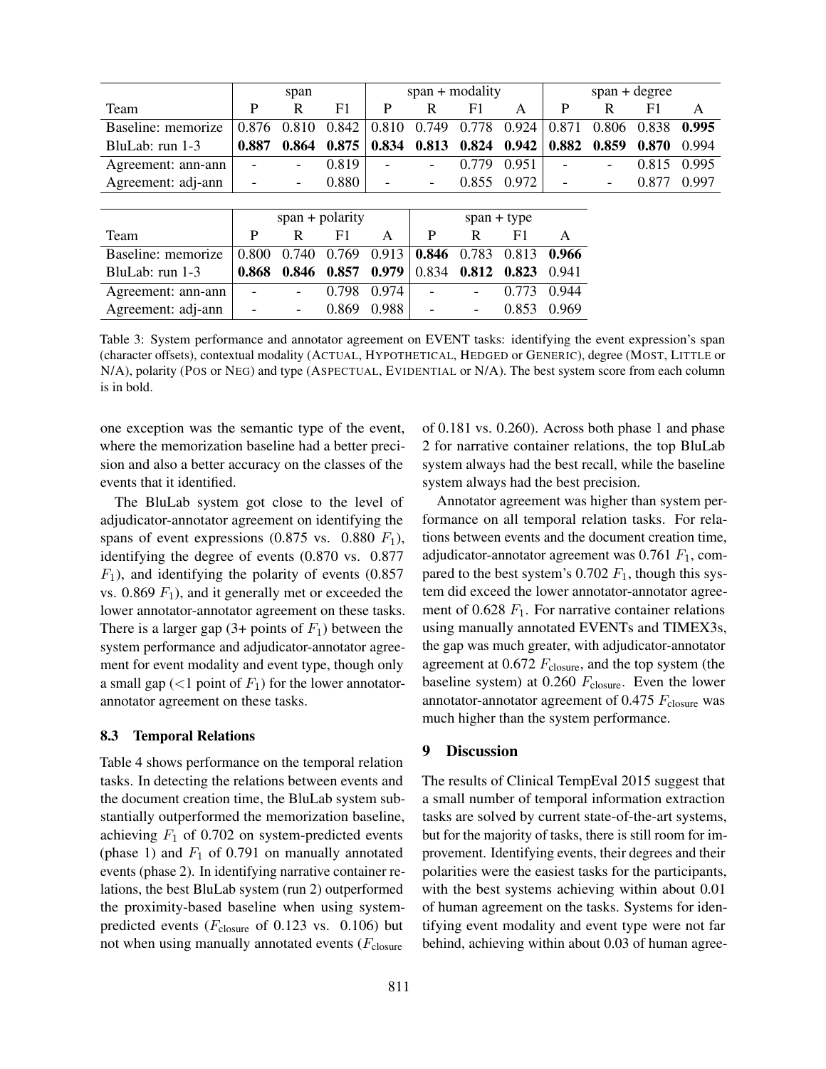| Team | span | | | span + modality | | | | span + degree | | | |
|---|---|---|---|---|---|---|---|---|---|---|---|
| | P | R | F1 | P | R | F1 | A | P | R | F1 | A |
| Baseline: memorize | 0.876 | 0.810 | 0.842 | 0.810 | 0.749 | 0.778 | 0.924 | 0.871 | 0.806 | 0.838 | **0.995** |
| BluLab: run 1-3 | **0.887** | **0.864** | **0.875** | **0.834** | **0.813** | **0.824** | **0.942** | **0.882** | **0.859** | **0.870** | 0.994 |
| Agreement: ann-ann | - | - | 0.819 | - | - | 0.779 | 0.951 | - | - | 0.815 | 0.995 |
| Agreement: adj-ann | - | - | 0.880 | - | - | 0.855 | 0.972 | - | - | 0.877 | 0.997 |

| Team | span + polarity | | | | span + type | | | |
|---|---|---|---|---|---|---|---|---|
| | P | R | F1 | A | P | R | F1 | A |
| Baseline: memorize | 0.800 | 0.740 | 0.769 | 0.913 | **0.846** | 0.783 | 0.813 | **0.966** |
| BluLab: run 1-3 | **0.868** | **0.846** | **0.857** | **0.979** | 0.834 | **0.812** | **0.823** | 0.941 |
| Agreement: ann-ann | - | - | 0.798 | 0.974 | - | - | 0.773 | 0.944 |
| Agreement: adj-ann | - | - | 0.869 | 0.988 | - | - | 0.853 | 0.969 |

Table 3: System performance and annotator agreement on EVENT tasks: identifying the event expression's span (character offsets), contextual modality (ACTUAL, HYPOTHETICAL, HEDGED or GENERIC), degree (MOST, LITTLE or N/A), polarity (POS or NEG) and type (ASPECTUAL, EVIDENTIAL or N/A). The best system score from each column is in bold.

one exception was the semantic type of the event, where the memorization baseline had a better precision and also a better accuracy on the classes of the events that it identified.

The BluLab system got close to the level of adjudicator-annotator agreement on identifying the spans of event expressions (0.875 vs. 0.880 $F_1$), identifying the degree of events (0.870 vs. 0.877 $F_1$), and identifying the polarity of events (0.857 vs. 0.869 $F_1$), and it generally met or exceeded the lower annotator-annotator agreement on these tasks. There is a larger gap (3+ points of $F_1$) between the system performance and adjudicator-annotator agreement for event modality and event type, though only a small gap (<1 point of $F_1$) for the lower annotator-annotator agreement on these tasks.

### 8.3 Temporal Relations

Table 4 shows performance on the temporal relation tasks. In detecting the relations between events and the document creation time, the BluLab system substantially outperformed the memorization baseline, achieving $F_1$ of 0.702 on system-predicted events (phase 1) and $F_1$ of 0.791 on manually annotated events (phase 2). In identifying narrative container relations, the best BluLab system (run 2) outperformed the proximity-based baseline when using system-predicted events ($F_{\text{closure}}$ of 0.123 vs. 0.106) but not when using manually annotated events ($F_{\text{closure}}$ of 0.181 vs. 0.260). Across both phase 1 and phase 2 for narrative container relations, the top BluLab system always had the best recall, while the baseline system always had the best precision.

Annotator agreement was higher than system performance on all temporal relation tasks. For relations between events and the document creation time, adjudicator-annotator agreement was 0.761 $F_1$, compared to the best system's 0.702 $F_1$, though this system did exceed the lower annotator-annotator agreement of 0.628 $F_1$. For narrative container relations using manually annotated EVENTs and TIMEX3s, the gap was much greater, with adjudicator-annotator agreement at 0.672 $F_{\text{closure}}$, and the top system (the baseline system) at 0.260 $F_{\text{closure}}$. Even the lower annotator-annotator agreement of 0.475 $F_{\text{closure}}$ was much higher than the system performance.

## 9 Discussion

The results of Clinical TempEval 2015 suggest that a small number of temporal information extraction tasks are solved by current state-of-the-art systems, but for the majority of tasks, there is still room for improvement. Identifying events, their degrees and their polarities were the easiest tasks for the participants, with the best systems achieving within about 0.01 of human agreement on the tasks. Systems for identifying event modality and event type were not far behind, achieving within about 0.03 of human agree-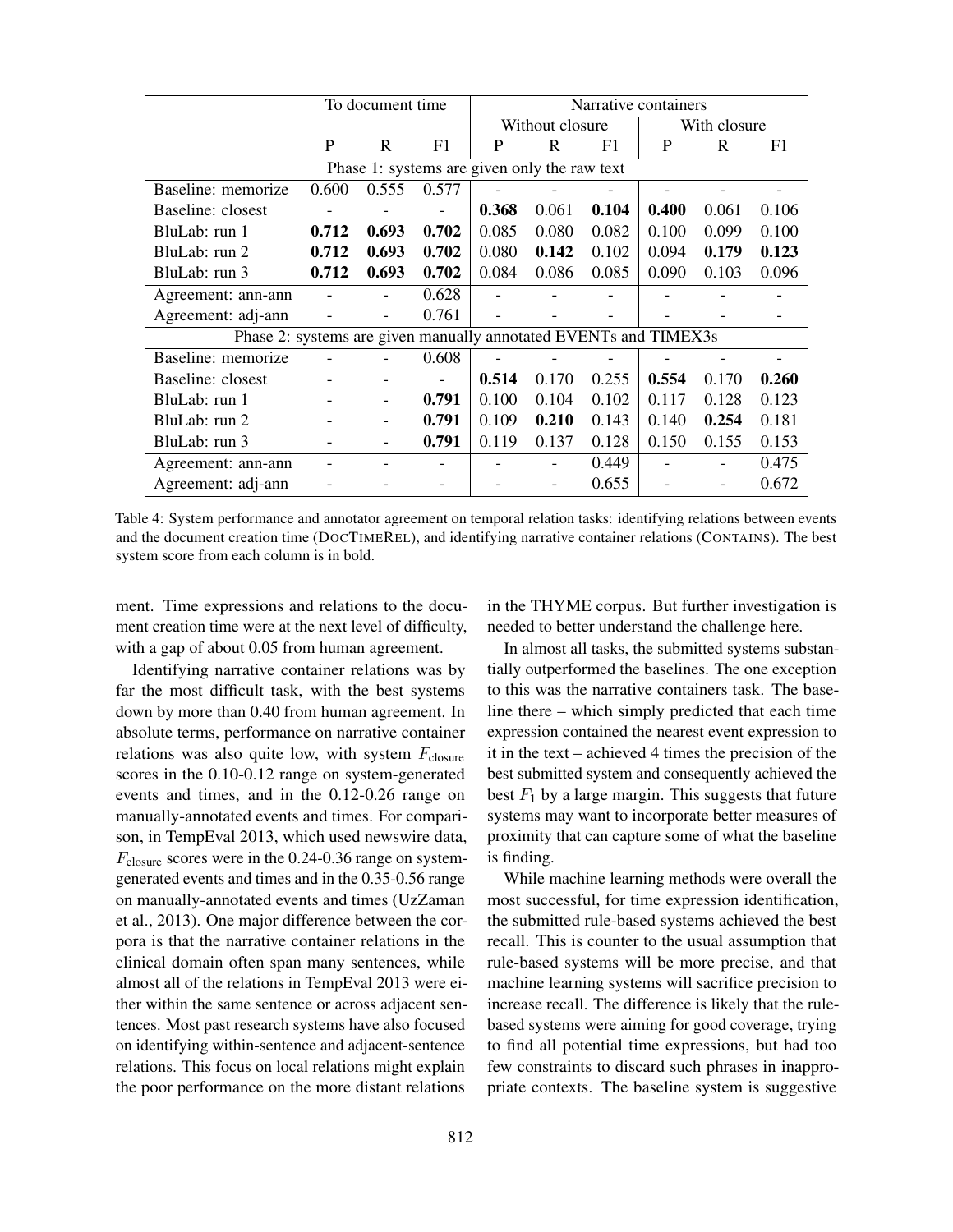| | To document time | | | Narrative containers | | | | | |
|---|---|---|---|---|---|---|---|---|---|
| | | | | Without closure | | | With closure | | |
| | P | R | F1 | P | R | F1 | P | R | F1 |
| Phase 1: systems are given only the raw text | | | | | | | | | |
| Baseline: memorize | 0.600 | 0.555 | 0.577 | - | - | - | - | - | - |
| Baseline: closest | - | - | - | **0.368** | 0.061 | **0.104** | **0.400** | 0.061 | 0.106 |
| BluLab: run 1 | **0.712** | **0.693** | **0.702** | 0.085 | 0.080 | 0.082 | 0.100 | 0.099 | 0.100 |
| BluLab: run 2 | **0.712** | **0.693** | **0.702** | 0.080 | **0.142** | 0.102 | 0.094 | **0.179** | **0.123** |
| BluLab: run 3 | **0.712** | **0.693** | **0.702** | 0.084 | 0.086 | 0.085 | 0.090 | 0.103 | 0.096 |
| Agreement: ann-ann | - | - | 0.628 | - | - | - | - | - | - |
| Agreement: adj-ann | - | - | 0.761 | - | - | - | - | - | - |
| Phase 2: systems are given manually annotated EVENTs and TIMEX3s | | | | | | | | | |
| Baseline: memorize | - | - | 0.608 | - | - | - | - | - | - |
| Baseline: closest | - | - | - | **0.514** | 0.170 | 0.255 | **0.554** | 0.170 | **0.260** |
| BluLab: run 1 | - | - | **0.791** | 0.100 | 0.104 | 0.102 | 0.117 | 0.128 | 0.123 |
| BluLab: run 2 | - | - | **0.791** | 0.109 | **0.210** | 0.143 | 0.140 | **0.254** | 0.181 |
| BluLab: run 3 | - | - | **0.791** | 0.119 | 0.137 | 0.128 | 0.150 | 0.155 | 0.153 |
| Agreement: ann-ann | - | - | - | - | - | 0.449 | - | - | 0.475 |
| Agreement: adj-ann | - | - | - | - | - | 0.655 | - | - | 0.672 |

Table 4: System performance and annotator agreement on temporal relation tasks: identifying relations between events and the document creation time (DOCTIMEREL), and identifying narrative container relations (CONTAINS). The best system score from each column is in bold.

ment. Time expressions and relations to the document creation time were at the next level of difficulty, with a gap of about 0.05 from human agreement.

Identifying narrative container relations was by far the most difficult task, with the best systems down by more than 0.40 from human agreement. In absolute terms, performance on narrative container relations was also quite low, with system $F_{\text{closure}}$ scores in the 0.10-0.12 range on system-generated events and times, and in the 0.12-0.26 range on manually-annotated events and times. For comparison, in TempEval 2013, which used newswire data, $F_{\text{closure}}$ scores were in the 0.24-0.36 range on system-generated events and times and in the 0.35-0.56 range on manually-annotated events and times (UzZaman et al., 2013). One major difference between the corpora is that the narrative container relations in the clinical domain often span many sentences, while almost all of the relations in TempEval 2013 were either within the same sentence or across adjacent sentences. Most past research systems have also focused on identifying within-sentence and adjacent-sentence relations. This focus on local relations might explain the poor performance on the more distant relations in the THYME corpus. But further investigation is needed to better understand the challenge here.

In almost all tasks, the submitted systems substantially outperformed the baselines. The one exception to this was the narrative containers task. The baseline there – which simply predicted that each time expression contained the nearest event expression to it in the text – achieved 4 times the precision of the best submitted system and consequently achieved the best $F_1$ by a large margin. This suggests that future systems may want to incorporate better measures of proximity that can capture some of what the baseline is finding.

While machine learning methods were overall the most successful, for time expression identification, the submitted rule-based systems achieved the best recall. This is counter to the usual assumption that rule-based systems will be more precise, and that machine learning systems will sacrifice precision to increase recall. The difference is likely that the rule-based systems were aiming for good coverage, trying to find all potential time expressions, but had too few constraints to discard such phrases in inappropriate contexts. The baseline system is suggestive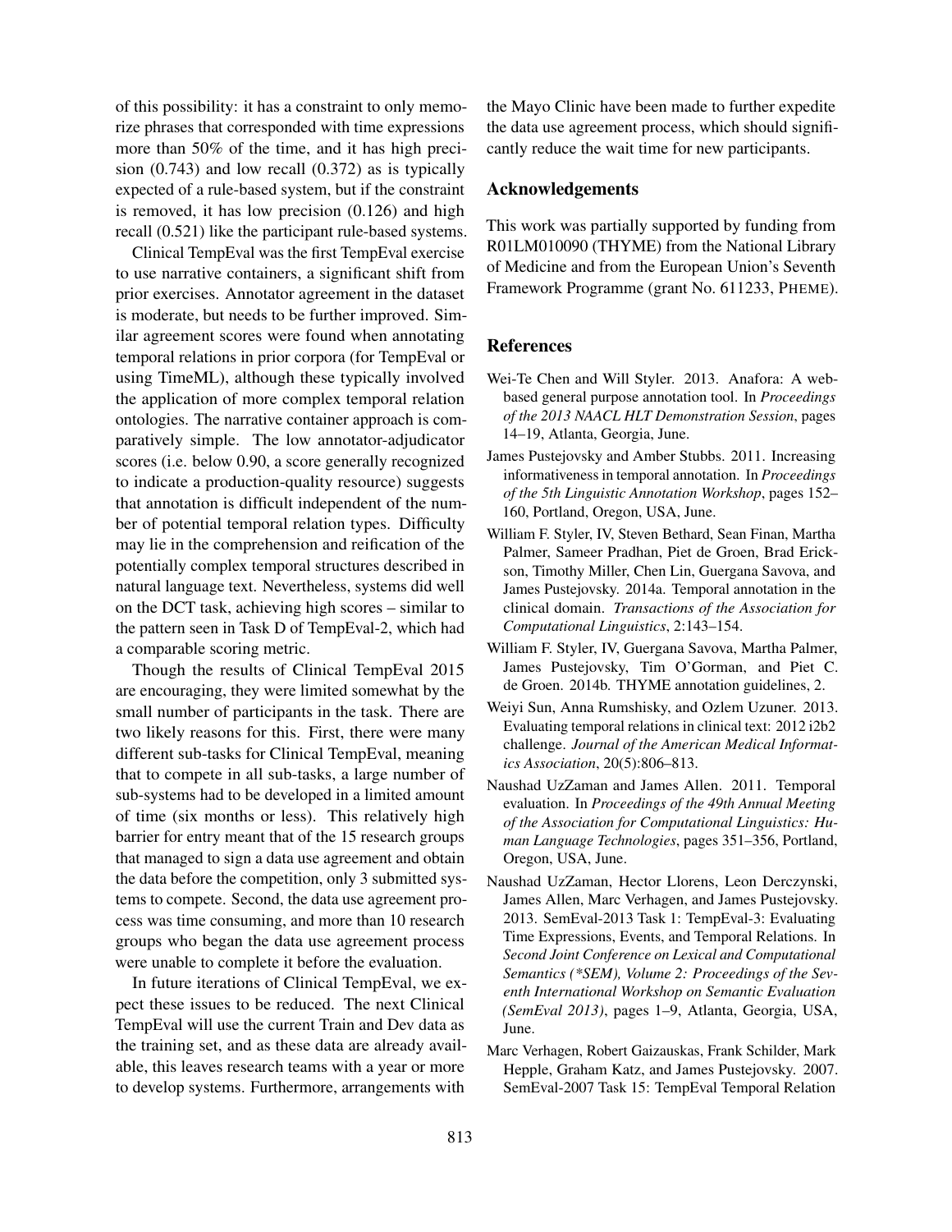of this possibility: it has a constraint to only memorize phrases that corresponded with time expressions more than 50% of the time, and it has high precision (0.743) and low recall (0.372) as is typically expected of a rule-based system, but if the constraint is removed, it has low precision (0.126) and high recall (0.521) like the participant rule-based systems.

Clinical TempEval was the first TempEval exercise to use narrative containers, a significant shift from prior exercises. Annotator agreement in the dataset is moderate, but needs to be further improved. Similar agreement scores were found when annotating temporal relations in prior corpora (for TempEval or using TimeML), although these typically involved the application of more complex temporal relation ontologies. The narrative container approach is comparatively simple. The low annotator-adjudicator scores (i.e. below 0.90, a score generally recognized to indicate a production-quality resource) suggests that annotation is difficult independent of the number of potential temporal relation types. Difficulty may lie in the comprehension and reification of the potentially complex temporal structures described in natural language text. Nevertheless, systems did well on the DCT task, achieving high scores – similar to the pattern seen in Task D of TempEval-2, which had a comparable scoring metric.

Though the results of Clinical TempEval 2015 are encouraging, they were limited somewhat by the small number of participants in the task. There are two likely reasons for this. First, there were many different sub-tasks for Clinical TempEval, meaning that to compete in all sub-tasks, a large number of sub-systems had to be developed in a limited amount of time (six months or less). This relatively high barrier for entry meant that of the 15 research groups that managed to sign a data use agreement and obtain the data before the competition, only 3 submitted systems to compete. Second, the data use agreement process was time consuming, and more than 10 research groups who began the data use agreement process were unable to complete it before the evaluation.

In future iterations of Clinical TempEval, we expect these issues to be reduced. The next Clinical TempEval will use the current Train and Dev data as the training set, and as these data are already available, this leaves research teams with a year or more to develop systems. Furthermore, arrangements with the Mayo Clinic have been made to further expedite the data use agreement process, which should significantly reduce the wait time for new participants.

## Acknowledgements

This work was partially supported by funding from R01LM010090 (THYME) from the National Library of Medicine and from the European Union's Seventh Framework Programme (grant No. 611233, PHEME).

## References

Wei-Te Chen and Will Styler. 2013. Anafora: A web-based general purpose annotation tool. In *Proceedings of the 2013 NAACL HLT Demonstration Session*, pages 14–19, Atlanta, Georgia, June.

James Pustejovsky and Amber Stubbs. 2011. Increasing informativeness in temporal annotation. In *Proceedings of the 5th Linguistic Annotation Workshop*, pages 152–160, Portland, Oregon, USA, June.

William F. Styler, IV, Steven Bethard, Sean Finan, Martha Palmer, Sameer Pradhan, Piet de Groen, Brad Erickson, Timothy Miller, Chen Lin, Guergana Savova, and James Pustejovsky. 2014a. Temporal annotation in the clinical domain. *Transactions of the Association for Computational Linguistics*, 2:143–154.

William F. Styler, IV, Guergana Savova, Martha Palmer, James Pustejovsky, Tim O'Gorman, and Piet C. de Groen. 2014b. THYME annotation guidelines, 2.

Weiyi Sun, Anna Rumshisky, and Ozlem Uzuner. 2013. Evaluating temporal relations in clinical text: 2012 i2b2 challenge. *Journal of the American Medical Informatics Association*, 20(5):806–813.

Naushad UzZaman and James Allen. 2011. Temporal evaluation. In *Proceedings of the 49th Annual Meeting of the Association for Computational Linguistics: Human Language Technologies*, pages 351–356, Portland, Oregon, USA, June.

Naushad UzZaman, Hector Llorens, Leon Derczynski, James Allen, Marc Verhagen, and James Pustejovsky. 2013. SemEval-2013 Task 1: TempEval-3: Evaluating Time Expressions, Events, and Temporal Relations. In *Second Joint Conference on Lexical and Computational Semantics (*SEM), Volume 2: Proceedings of the Seventh International Workshop on Semantic Evaluation (SemEval 2013)*, pages 1–9, Atlanta, Georgia, USA, June.

Marc Verhagen, Robert Gaizauskas, Frank Schilder, Mark Hepple, Graham Katz, and James Pustejovsky. 2007. SemEval-2007 Task 15: TempEval Temporal Relation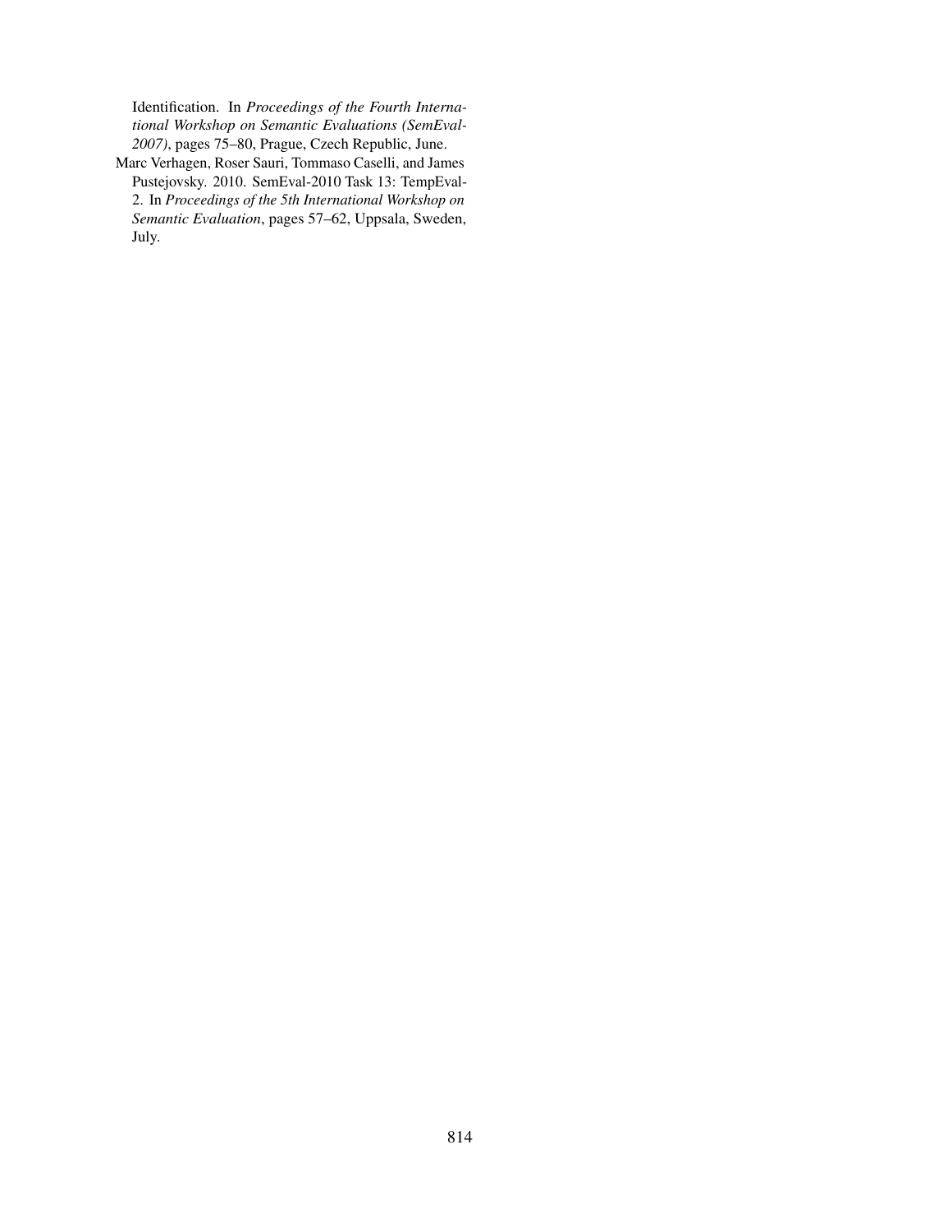Identification. In *Proceedings of the Fourth International Workshop on Semantic Evaluations (SemEval-2007)*, pages 75–80, Prague, Czech Republic, June.

Marc Verhagen, Roser Sauri, Tommaso Caselli, and James Pustejovsky. 2010. SemEval-2010 Task 13: TempEval-2. In *Proceedings of the 5th International Workshop on Semantic Evaluation*, pages 57–62, Uppsala, Sweden, July.